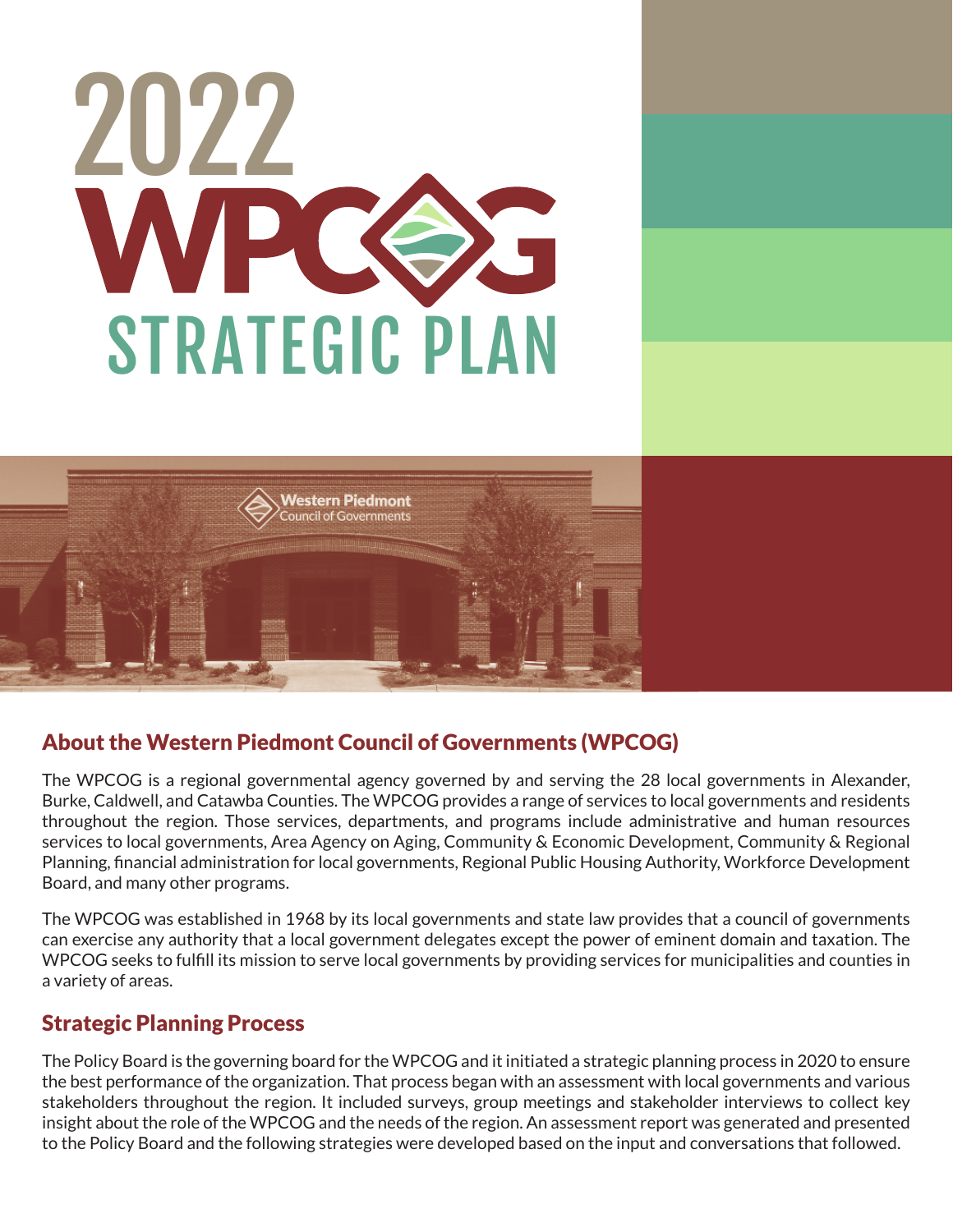# 2022 WPCOG STRATEGIC PLAN

## About the Western Piedmont Council of Governments (WPCOG)

The WPCOG is a regional governmental agency governed by and serving the 28 local governments in Alexander, Burke, Caldwell, and Catawba Counties. The WPCOG provides a range of services to local governments and residents throughout the region. Those services, departments, and programs include administrative and human resources services to local governments, Area Agency on Aging, Community & Economic Development, Community & Regional Planning, financial administration for local governments, Regional Public Housing Authority, Workforce Development Board, and many other programs.

The WPCOG was established in 1968 by its local governments and state law provides that a council of governments can exercise any authority that a local government delegates except the power of eminent domain and taxation. The WPCOG seeks to fulfill its mission to serve local governments by providing services for municipalities and counties in a variety of areas.

## Strategic Planning Process

The Policy Board is the governing board for the WPCOG and it initiated a strategic planning process in 2020 to ensure the best performance of the organization. That process began with an assessment with local governments and various stakeholders throughout the region. It included surveys, group meetings and stakeholder interviews to collect key insight about the role of the WPCOG and the needs of the region. An assessment report was generated and presented to the Policy Board and the following strategies were developed based on the input and conversations that followed.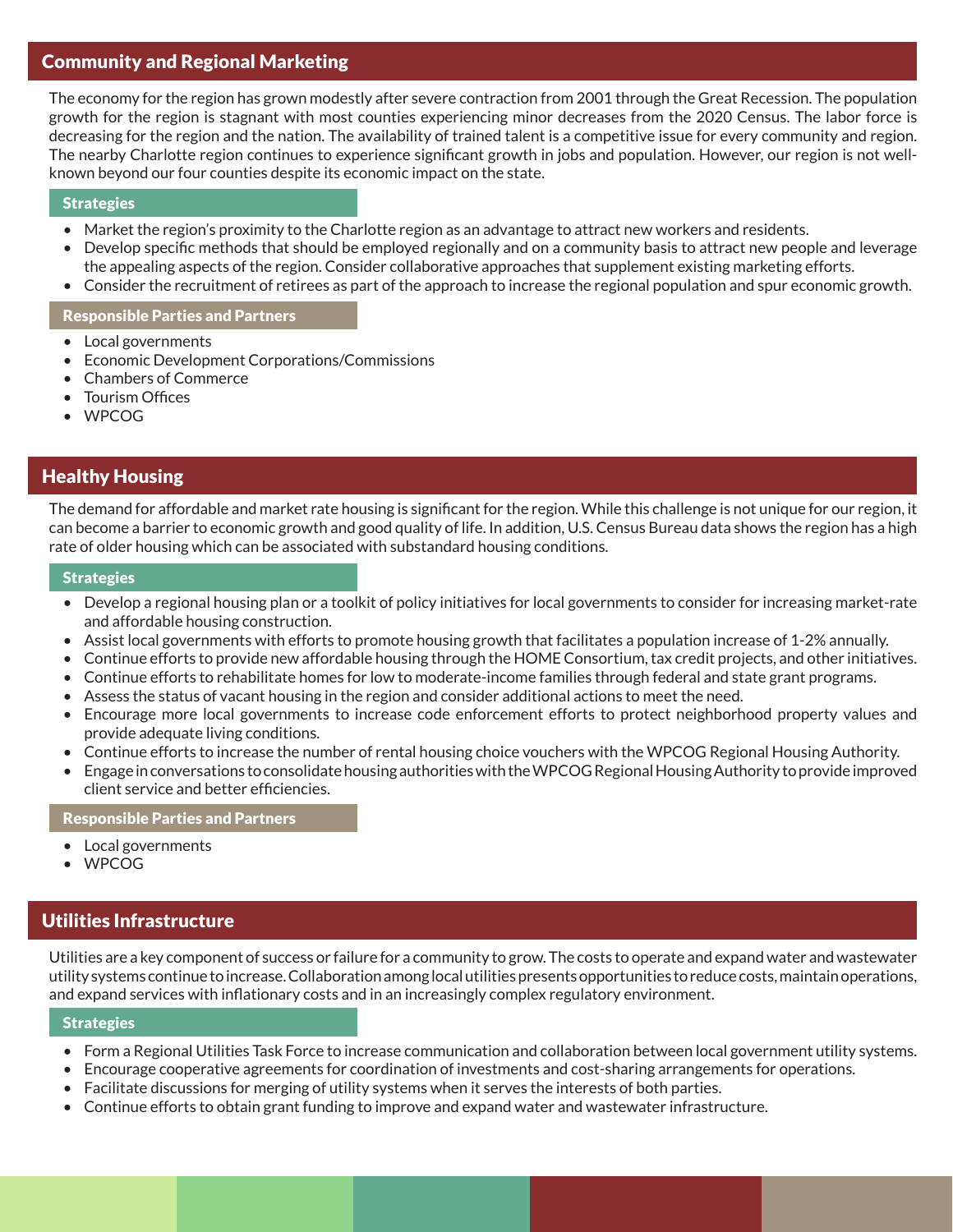## Community and Regional Marketing

The economy for the region has grown modestly after severe contraction from 2001 through the Great Recession. The population growth for the region is stagnant with most counties experiencing minor decreases from the 2020 Census. The labor force is decreasing for the region and the nation. The availability of trained talent is a competitive issue for every community and region. The nearby Charlotte region continues to experience significant growth in jobs and population. However, our region is not well-known beyond our four counties despite its economic impact on the state.

### Strategies

- Market the region's proximity to the Charlotte region as an advantage to attract new workers and residents.
- Develop specific methods that should be employed regionally and on a community basis to attract new people and leverage the appealing aspects of the region. Consider collaborative approaches that supplement existing marketing efforts.
- Consider the recruitment of retirees as part of the approach to increase the regional population and spur economic growth.

### Responsible Parties and Partners

- Local governments
- Economic Development Corporations/Commissions
- Chambers of Commerce
- Tourism Offices
- WPCOG

## Healthy Housing

The demand for affordable and market rate housing is significant for the region. While this challenge is not unique for our region, it can become a barrier to economic growth and good quality of life. In addition, U.S. Census Bureau data shows the region has a high rate of older housing which can be associated with substandard housing conditions.

### Strategies

- Develop a regional housing plan or a toolkit of policy initiatives for local governments to consider for increasing market-rate and affordable housing construction.
- Assist local governments with efforts to promote housing growth that facilitates a population increase of 1-2% annually.
- Continue efforts to provide new affordable housing through the HOME Consortium, tax credit projects, and other initiatives.
- Continue efforts to rehabilitate homes for low to moderate-income families through federal and state grant programs.
- Assess the status of vacant housing in the region and consider additional actions to meet the need.
- Encourage more local governments to increase code enforcement efforts to protect neighborhood property values and provide adequate living conditions.
- Continue efforts to increase the number of rental housing choice vouchers with the WPCOG Regional Housing Authority.
- Engage in conversations to consolidate housing authorities with the WPCOG Regional Housing Authority to provide improved client service and better efficiencies.

### Responsible Parties and Partners

- Local governments
- WPCOG

## Utilities Infrastructure

Utilities are a key component of success or failure for a community to grow. The costs to operate and expand water and wastewater utility systems continue to increase. Collaboration among local utilities presents opportunities to reduce costs, maintain operations, and expand services with inflationary costs and in an increasingly complex regulatory environment.

### Strategies

- Form a Regional Utilities Task Force to increase communication and collaboration between local government utility systems.
- Encourage cooperative agreements for coordination of investments and cost-sharing arrangements for operations.
- Facilitate discussions for merging of utility systems when it serves the interests of both parties.
- Continue efforts to obtain grant funding to improve and expand water and wastewater infrastructure.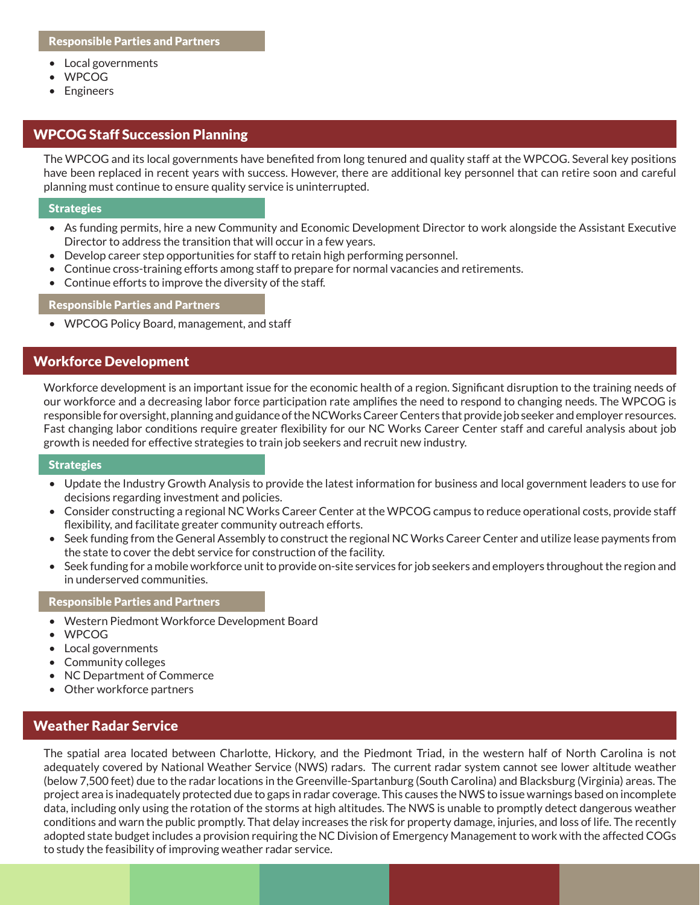#### Responsible Parties and Partners

- Local governments
- WPCOG
- Engineers

## WPCOG Staff Succession Planning

The WPCOG and its local governments have benefited from long tenured and quality staff at the WPCOG. Several key positions have been replaced in recent years with success. However, there are additional key personnel that can retire soon and careful planning must continue to ensure quality service is uninterrupted.

#### Strategies

- As funding permits, hire a new Community and Economic Development Director to work alongside the Assistant Executive Director to address the transition that will occur in a few years.
- Develop career step opportunities for staff to retain high performing personnel.
- Continue cross-training efforts among staff to prepare for normal vacancies and retirements.
- Continue efforts to improve the diversity of the staff.

#### Responsible Parties and Partners

- WPCOG Policy Board, management, and staff

## Workforce Development

Workforce development is an important issue for the economic health of a region. Significant disruption to the training needs of our workforce and a decreasing labor force participation rate amplifies the need to respond to changing needs. The WPCOG is responsible for oversight, planning and guidance of the NCWorks Career Centers that provide job seeker and employer resources. Fast changing labor conditions require greater flexibility for our NC Works Career Center staff and careful analysis about job growth is needed for effective strategies to train job seekers and recruit new industry.

#### Strategies

- Update the Industry Growth Analysis to provide the latest information for business and local government leaders to use for decisions regarding investment and policies.
- Consider constructing a regional NC Works Career Center at the WPCOG campus to reduce operational costs, provide staff flexibility, and facilitate greater community outreach efforts.
- Seek funding from the General Assembly to construct the regional NC Works Career Center and utilize lease payments from the state to cover the debt service for construction of the facility.
- Seek funding for a mobile workforce unit to provide on-site services for job seekers and employers throughout the region and in underserved communities.

#### Responsible Parties and Partners

- Western Piedmont Workforce Development Board
- WPCOG
- Local governments
- Community colleges
- NC Department of Commerce
- Other workforce partners

## Weather Radar Service

The spatial area located between Charlotte, Hickory, and the Piedmont Triad, in the western half of North Carolina is not adequately covered by National Weather Service (NWS) radars. The current radar system cannot see lower altitude weather (below 7,500 feet) due to the radar locations in the Greenville-Spartanburg (South Carolina) and Blacksburg (Virginia) areas. The project area is inadequately protected due to gaps in radar coverage. This causes the NWS to issue warnings based on incomplete data, including only using the rotation of the storms at high altitudes. The NWS is unable to promptly detect dangerous weather conditions and warn the public promptly. That delay increases the risk for property damage, injuries, and loss of life. The recently adopted state budget includes a provision requiring the NC Division of Emergency Management to work with the affected COGs to study the feasibility of improving weather radar service.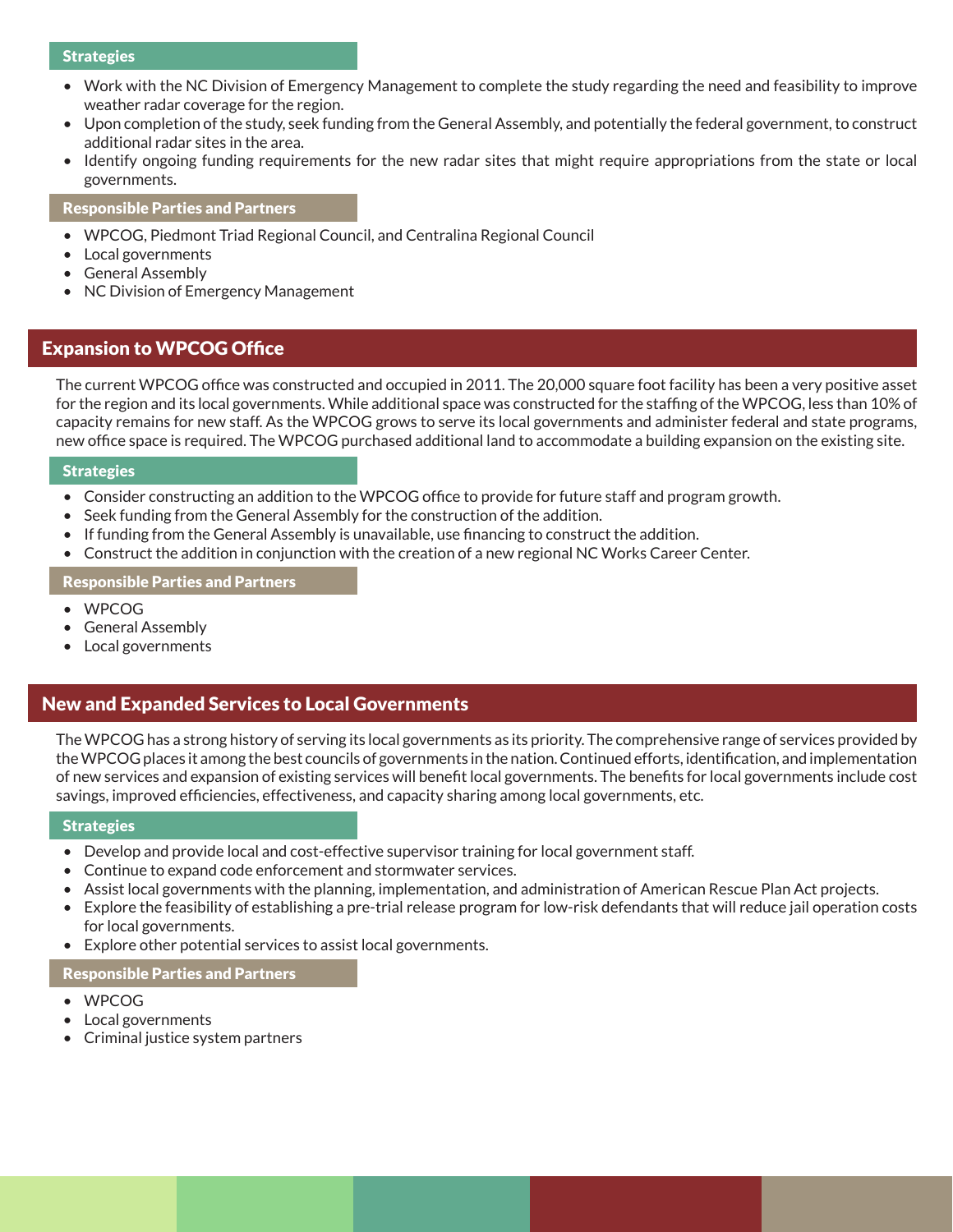#### Strategies

- Work with the NC Division of Emergency Management to complete the study regarding the need and feasibility to improve weather radar coverage for the region.
- Upon completion of the study, seek funding from the General Assembly, and potentially the federal government, to construct additional radar sites in the area.
- Identify ongoing funding requirements for the new radar sites that might require appropriations from the state or local governments.

#### Responsible Parties and Partners

- WPCOG, Piedmont Triad Regional Council, and Centralina Regional Council
- Local governments
- General Assembly
- NC Division of Emergency Management

## Expansion to WPCOG Office

The current WPCOG office was constructed and occupied in 2011. The 20,000 square foot facility has been a very positive asset for the region and its local governments. While additional space was constructed for the staffing of the WPCOG, less than 10% of capacity remains for new staff. As the WPCOG grows to serve its local governments and administer federal and state programs, new office space is required. The WPCOG purchased additional land to accommodate a building expansion on the existing site.

#### Strategies

- Consider constructing an addition to the WPCOG office to provide for future staff and program growth.
- Seek funding from the General Assembly for the construction of the addition.
- If funding from the General Assembly is unavailable, use financing to construct the addition.
- Construct the addition in conjunction with the creation of a new regional NC Works Career Center.

#### Responsible Parties and Partners

- WPCOG
- General Assembly
- Local governments

## New and Expanded Services to Local Governments

The WPCOG has a strong history of serving its local governments as its priority. The comprehensive range of services provided by the WPCOG places it among the best councils of governments in the nation. Continued efforts, identification, and implementation of new services and expansion of existing services will benefit local governments. The benefits for local governments include cost savings, improved efficiencies, effectiveness, and capacity sharing among local governments, etc.

#### Strategies

- Develop and provide local and cost-effective supervisor training for local government staff.
- Continue to expand code enforcement and stormwater services.
- Assist local governments with the planning, implementation, and administration of American Rescue Plan Act projects.
- Explore the feasibility of establishing a pre-trial release program for low-risk defendants that will reduce jail operation costs for local governments.
- Explore other potential services to assist local governments.

#### Responsible Parties and Partners

- WPCOG
- Local governments
- Criminal justice system partners